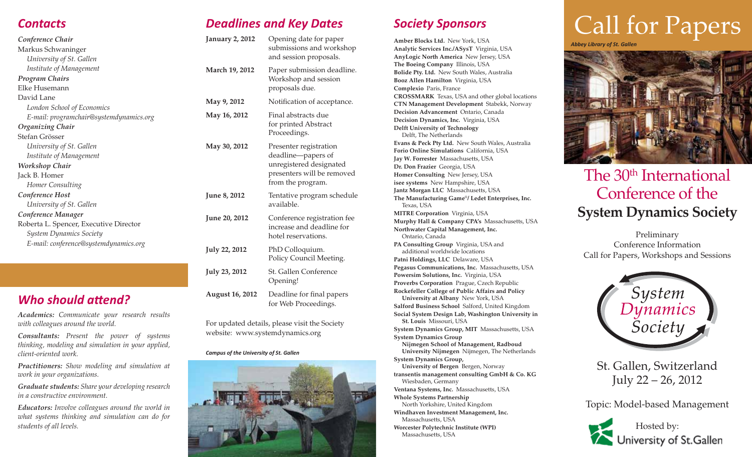## Contacts

*Conference Chair*
Markus Schwaninger
*University of St. Gallen*
*Institute of Management*

*Program Chairs*
Elke Husemann
David Lane
*London School of Economics*
*E-mail: programchair@systemdynamics.org*

*Organizing Chair*
Stefan Grösser
*University of St. Gallen*
*Institute of Management*

*Workshop Chair*
Jack B. Homer
*Homer Consulting*

*Conference Host*
*University of St. Gallen*

*Conference Manager*
Roberta L. Spencer, Executive Director
*System Dynamics Society*
*E-mail: conference@systemdynamics.org*

## Who should attend?

***Academics:*** *Communicate your research results with colleagues around the world.*

***Consultants:*** *Present the power of systems thinking, modeling and simulation in your applied, client-oriented work.*

***Practitioners:*** *Show modeling and simulation at work in your organizations.*

***Graduate students:*** *Share your developing research in a constructive environment.*

***Educators:*** *Involve colleagues around the world in what systems thinking and simulation can do for students of all levels.*

## Deadlines and Key Dates

| | |
|---|---|
| **January 2, 2012** | Opening date for paper submissions and workshop and session proposals. |
| **March 19, 2012** | Paper submission deadline. Workshop and session proposals due. |
| **May 9, 2012** | Notification of acceptance. |
| **May 16, 2012** | Final abstracts due for printed Abstract Proceedings. |
| **May 30, 2012** | Presenter registration deadline—papers of unregistered designated presenters will be removed from the program. |
| **June 8, 2012** | Tentative program schedule available. |
| **June 20, 2012** | Conference registration fee increase and deadline for hotel reservations. |
| **July 22, 2012** | PhD Colloquium. Policy Council Meeting. |
| **July 23, 2012** | St. Gallen Conference Opening! |
| **August 16, 2012** | Deadline for final papers for Web Proceedings. |

For updated details, please visit the Society website: www.systemdynamics.org

*Campus of the University of St. Gallen*

## Society Sponsors

**Amber Blocks Ltd.** New York, USA
**Analytic Services Inc./ASysT** Virginia, USA
**AnyLogic North America** New Jersey, USA
**The Boeing Company** Illinois, USA
**Bolide Pty. Ltd.** New South Wales, Australia
**Booz Allen Hamilton** Virginia, USA
**Complexio** Paris, France
**CROSSMARK** Texas, USA and other global locations
**CTN Management Development** Stabekk, Norway
**Decision Advancement** Ontario, Canada
**Decision Dynamics, Inc.** Virginia, USA
**Delft University of Technology** Delft, The Netherlands
**Evans & Peck Pty Ltd.** New South Wales, Australia
**Forio Online Simulations** California, USA
**Jay W. Forrester** Massachusetts, USA
**Dr. Don Frazier** Georgia, USA
**Homer Consulting** New Jersey, USA
**isee systems** New Hampshire, USA
**Jantz Morgan LLC** Massachusetts, USA
**The Manufacturing Game®/ Ledet Enterprises, Inc.** Texas, USA
**MITRE Corporation** Virginia, USA
**Murphy Hall & Company CPA's** Massachusetts, USA
**Northwater Capital Management, Inc.** Ontario, Canada
**PA Consulting Group** Virginia, USA and additional worldwide locations
**Patni Holdings, LLC** Delaware, USA
**Pegasus Communications, Inc.** Massachusetts, USA
**Powersim Solutions, Inc.** Virginia, USA
**Proverbs Corporation** Prague, Czech Republic
**Rockefeller College of Public Affairs and Policy University at Albany** New York, USA
**Salford Business School** Salford, United Kingdom
**Social System Design Lab, Washington University in St. Louis** Missouri, USA
**System Dynamics Group, MIT** Massachusetts, USA
**System Dynamics Group Nijmegen School of Management, Radboud University Nijmegen** Nijmegen, The Netherlands
**System Dynamics Group, University of Bergen** Bergen, Norway
**transentis management consulting GmbH & Co. KG** Wiesbaden, Germany
**Ventana Systems, Inc.** Massachusetts, USA
**Whole Systems Partnership** North Yorkshire, United Kingdom
**Windhaven Investment Management, Inc.** Massachusetts, USA
**Worcester Polytechnic Institute (WPI)** Massachusetts, USA

# Call for Papers

*Abbey Library of St. Gallen*

## The 30th International Conference of the **System Dynamics Society**

Preliminary
Conference Information
Call for Papers, Workshops and Sessions

System Dynamics Society

St. Gallen, Switzerland
July 22 – 26, 2012

Topic: Model-based Management

Hosted by:
University of St.Gallen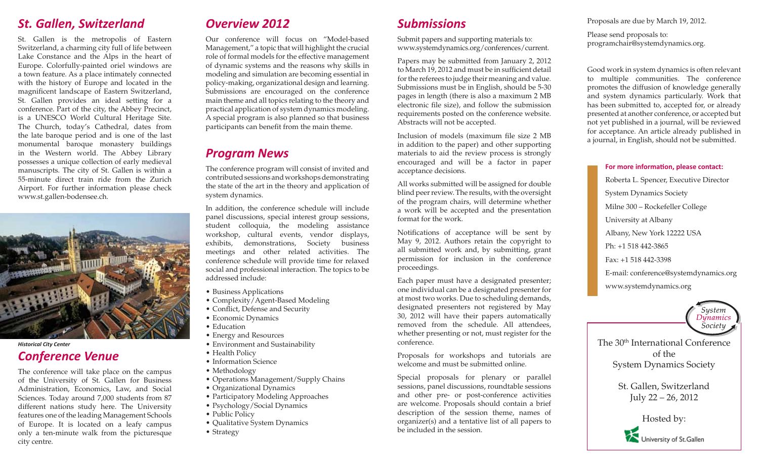## St. Gallen, Switzerland

St. Gallen is the metropolis of Eastern Switzerland, a charming city full of life between Lake Constance and the Alps in the heart of Europe. Colorfully-painted oriel windows are a town feature. As a place intimately connected with the history of Europe and located in the magnificent landscape of Eastern Switzerland, St. Gallen provides an ideal setting for a conference. Part of the city, the Abbey Precinct, is a UNESCO World Cultural Heritage Site. The Church, today's Cathedral, dates from the late baroque period and is one of the last monumental baroque monastery buildings in the Western world. The Abbey Library possesses a unique collection of early medieval manuscripts. The city of St. Gallen is within a 55-minute direct train ride from the Zurich Airport. For further information please check www.st.gallen-bodensee.ch.

*Historical City Center*

## Conference Venue

The conference will take place on the campus of the University of St. Gallen for Business Administration, Economics, Law, and Social Sciences. Today around 7,000 students from 87 different nations study here. The University features one of the leading Management Schools of Europe. It is located on a leafy campus only a ten-minute walk from the picturesque city centre.

## Overview 2012

Our conference will focus on "Model-based Management," a topic that will highlight the crucial role of formal models for the effective management of dynamic systems and the reasons why skills in modeling and simulation are becoming essential in policy-making, organizational design and learning. Submissions are encouraged on the conference main theme and all topics relating to the theory and practical application of system dynamics modeling. A special program is also planned so that business participants can benefit from the main theme.

## Program News

The conference program will consist of invited and contributed sessions and workshops demonstrating the state of the art in the theory and application of system dynamics.

In addition, the conference schedule will include panel discussions, special interest group sessions, student colloquia, the modeling assistance workshop, cultural events, vendor displays, exhibits, demonstrations, Society business meetings and other related activities. The conference schedule will provide time for relaxed social and professional interaction. The topics to be addressed include:

- Business Applications
- Complexity/Agent-Based Modeling
- Conflict, Defense and Security
- Economic Dynamics
- Education
- Energy and Resources
- Environment and Sustainability
- Health Policy
- Information Science
- Methodology
- Operations Management/Supply Chains
- Organizational Dynamics
- Participatory Modeling Approaches
- Psychology/Social Dynamics
- Public Policy
- Qualitative System Dynamics
- Strategy

## Submissions

Submit papers and supporting materials to: www.systemdynamics.org/conferences/current.

Papers may be submitted from January 2, 2012 to March 19, 2012 and must be in sufficient detail for the referees to judge their meaning and value. Submissions must be in English, should be 5-30 pages in length (there is also a maximum 2 MB electronic file size), and follow the submission requirements posted on the conference website. Abstracts will not be accepted.

Inclusion of models (maximum file size 2 MB in addition to the paper) and other supporting materials to aid the review process is strongly encouraged and will be a factor in paper acceptance decisions.

All works submitted will be assigned for double blind peer review. The results, with the oversight of the program chairs, will determine whether a work will be accepted and the presentation format for the work.

Notifications of acceptance will be sent by May 9, 2012. Authors retain the copyright to all submitted work and, by submitting, grant permission for inclusion in the conference proceedings.

Each paper must have a designated presenter; one individual can be a designated presenter for at most two works. Due to scheduling demands, designated presenters not registered by May 30, 2012 will have their papers automatically removed from the schedule. All attendees, whether presenting or not, must register for the conference.

Proposals for workshops and tutorials are welcome and must be submitted online.

Special proposals for plenary or parallel sessions, panel discussions, roundtable sessions and other pre- or post-conference activities are welcome. Proposals should contain a brief description of the session theme, names of organizer(s) and a tentative list of all papers to be included in the session.

Proposals are due by March 19, 2012.

Please send proposals to: programchair@systemdynamics.org.

Good work in system dynamics is often relevant to multiple communities. The conference promotes the diffusion of knowledge generally and system dynamics particularly. Work that has been submitted to, accepted for, or already presented at another conference, or accepted but not yet published in a journal, will be reviewed for acceptance. An article already published in a journal, in English, should not be submitted.

**For more information, please contact:**

Roberta L. Spencer, Executive Director
System Dynamics Society
Milne 300 – Rockefeller College
University at Albany
Albany, New York 12222 USA
Ph: +1 518 442-3865
Fax: +1 518 442-3398
E-mail: conference@systemdynamics.org
www.systemdynamics.org

*System Dynamics Society*

The 30th International Conference of the System Dynamics Society

St. Gallen, Switzerland
July 22 – 26, 2012

Hosted by:

University of St.Gallen